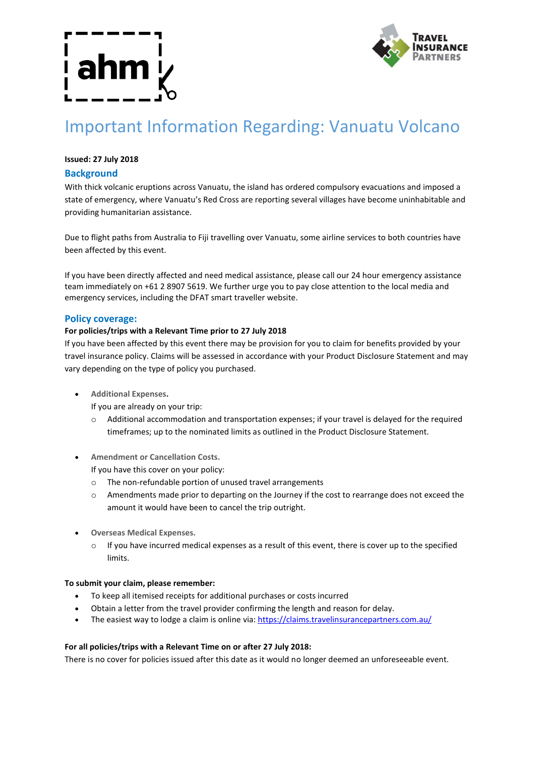# Important Information Regarding: Vanuatu Volcano

**Issued: 27 July 2018**

## Background

With thick volcanic eruptions across Vanuatu, the island has ordered compulsory evacuations and imposed a state of emergency, where Vanuatu's Red Cross are reporting several villages have become uninhabitable and providing humanitarian assistance.

Due to flight paths from Australia to Fiji travelling over Vanuatu, some airline services to both countries have been affected by this event.

If you have been directly affected and need medical assistance, please call our 24 hour emergency assistance team immediately on +61 2 8907 5619. We further urge you to pay close attention to the local media and emergency services, including the DFAT smart traveller website.

## Policy coverage:

**For policies/trips with a Relevant Time prior to 27 July 2018**

If you have been affected by this event there may be provision for you to claim for benefits provided by your travel insurance policy. Claims will be assessed in accordance with your Product Disclosure Statement and may vary depending on the type of policy you purchased.

- **Additional Expenses.**
  If you are already on your trip:
  - Additional accommodation and transportation expenses; if your travel is delayed for the required timeframes; up to the nominated limits as outlined in the Product Disclosure Statement.

- **Amendment or Cancellation Costs.**
  If you have this cover on your policy:
  - The non-refundable portion of unused travel arrangements
  - Amendments made prior to departing on the Journey if the cost to rearrange does not exceed the amount it would have been to cancel the trip outright.

- **Overseas Medical Expenses.**
  - If you have incurred medical expenses as a result of this event, there is cover up to the specified limits.

**To submit your claim, please remember:**

- To keep all itemised receipts for additional purchases or costs incurred
- Obtain a letter from the travel provider confirming the length and reason for delay.
- The easiest way to lodge a claim is online via: https://claims.travelinsurancepartners.com.au/

**For all policies/trips with a Relevant Time on or after 27 July 2018:**

There is no cover for policies issued after this date as it would no longer deemed an unforeseeable event.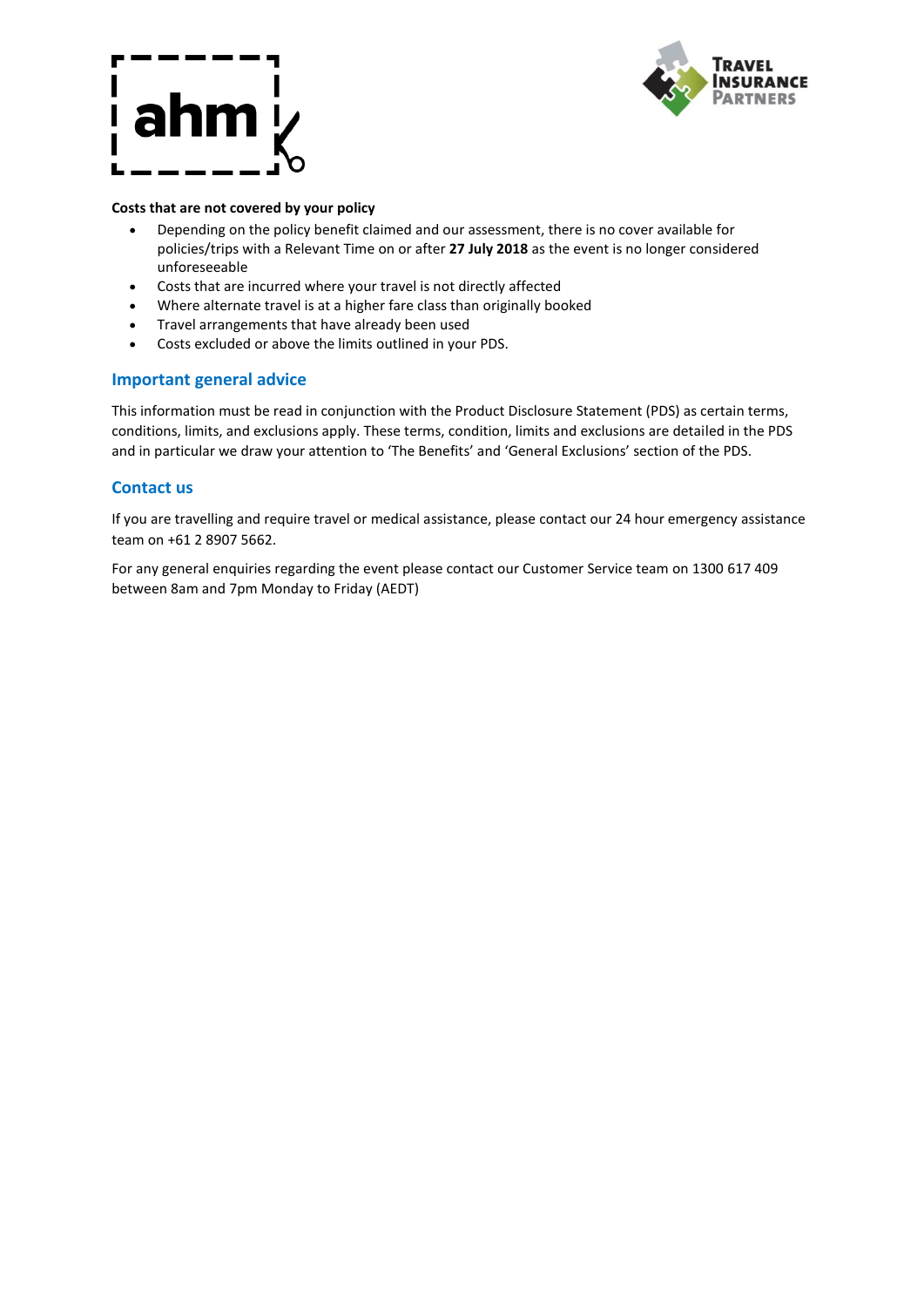**Costs that are not covered by your policy**

- Depending on the policy benefit claimed and our assessment, there is no cover available for policies/trips with a Relevant Time on or after **27 July 2018** as the event is no longer considered unforeseeable
- Costs that are incurred where your travel is not directly affected
- Where alternate travel is at a higher fare class than originally booked
- Travel arrangements that have already been used
- Costs excluded or above the limits outlined in your PDS.

## Important general advice

This information must be read in conjunction with the Product Disclosure Statement (PDS) as certain terms, conditions, limits, and exclusions apply. These terms, condition, limits and exclusions are detailed in the PDS and in particular we draw your attention to 'The Benefits' and 'General Exclusions' section of the PDS.

## Contact us

If you are travelling and require travel or medical assistance, please contact our 24 hour emergency assistance team on +61 2 8907 5662.

For any general enquiries regarding the event please contact our Customer Service team on 1300 617 409 between 8am and 7pm Monday to Friday (AEDT)